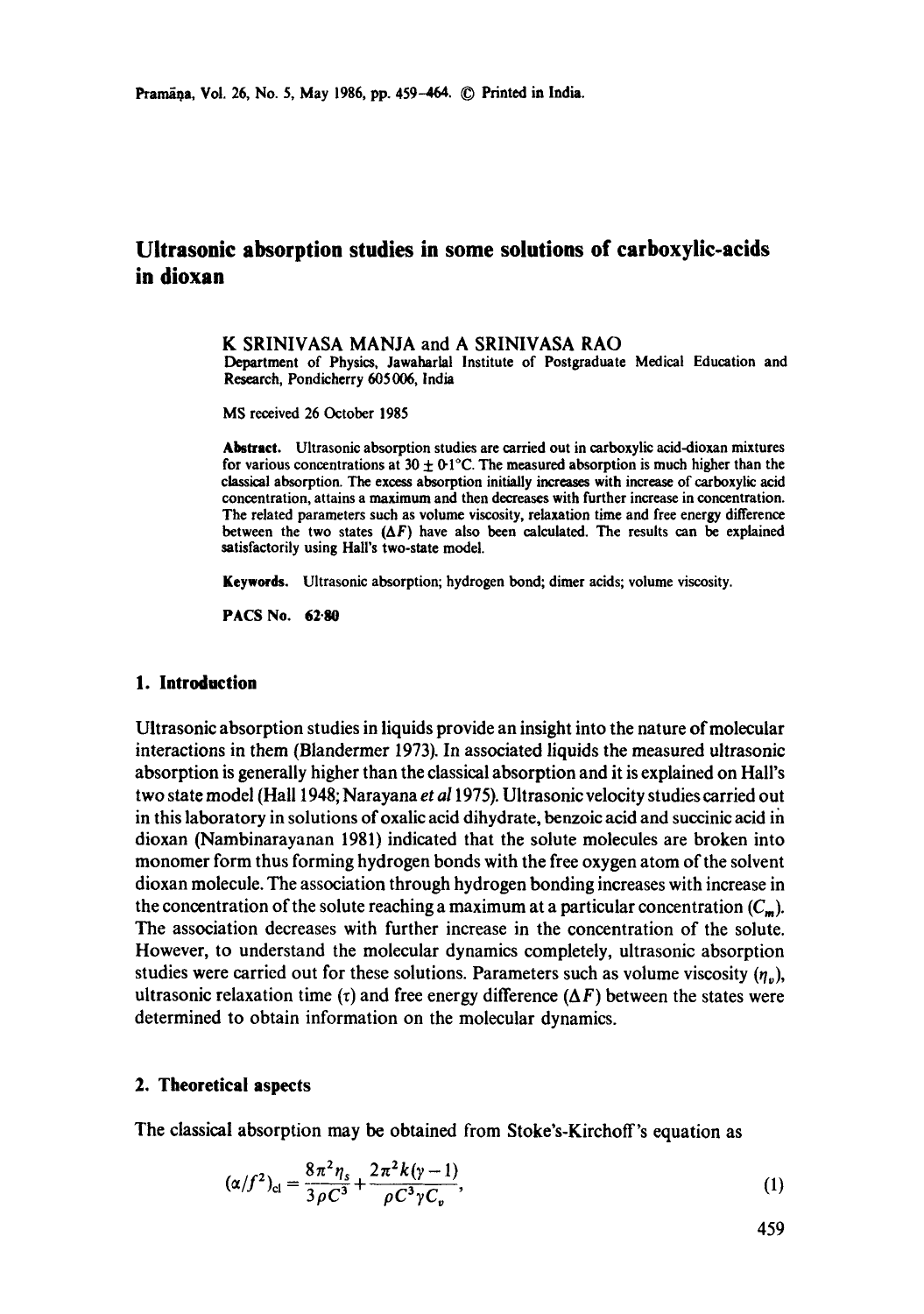# Ultrasonic absorption studies in some solutions of carboxylic-acids in dioxan

K SRINIVASA MANJA and A SRINIVASA RAO

Department of Physics, Jawaharlal Institute of Postgraduate Medical Education and Research, Pondicherry 605006, India

MS received 26 October 1985

**Abstract.** Ultrasonic absorption studies are carried out in carboxylic acid-dioxan mixtures for various concentrations at $30 \pm 0{\cdot}1°C$. The measured absorption is much higher than the classical absorption. The excess absorption initially increases with increase of carboxylic acid concentration, attains a maximum and then decreases with further increase in concentration. The related parameters such as volume viscosity, relaxation time and free energy difference between the two states ($\Delta F$) have also been calculated. The results can be explained satisfactorily using Hall's two-state model.

**Keywords.** Ultrasonic absorption; hydrogen bond; dimer acids; volume viscosity.

**PACS No. 62·80**

## 1. Introduction

Ultrasonic absorption studies in liquids provide an insight into the nature of molecular interactions in them (Blandermer 1973). In associated liquids the measured ultrasonic absorption is generally higher than the classical absorption and it is explained on Hall's two state model (Hall 1948; Narayana *et al* 1975). Ultrasonic velocity studies carried out in this laboratory in solutions of oxalic acid dihydrate, benzoic acid and succinic acid in dioxan (Nambinarayanan 1981) indicated that the solute molecules are broken into monomer form thus forming hydrogen bonds with the free oxygen atom of the solvent dioxan molecule. The association through hydrogen bonding increases with increase in the concentration of the solute reaching a maximum at a particular concentration ($C_m$). The association decreases with further increase in the concentration of the solute. However, to understand the molecular dynamics completely, ultrasonic absorption studies were carried out for these solutions. Parameters such as volume viscosity ($\eta_v$), ultrasonic relaxation time ($\tau$) and free energy difference ($\Delta F$) between the states were determined to obtain information on the molecular dynamics.

## 2. Theoretical aspects

The classical absorption may be obtained from Stoke's-Kirchoff's equation as

$$(\alpha/f^2)_{\mathrm{cl}} = \frac{8\pi^2 \eta_s}{3\rho C^3} + \frac{2\pi^2 k(\gamma - 1)}{\rho C^3 \gamma C_v}, \tag{1}$$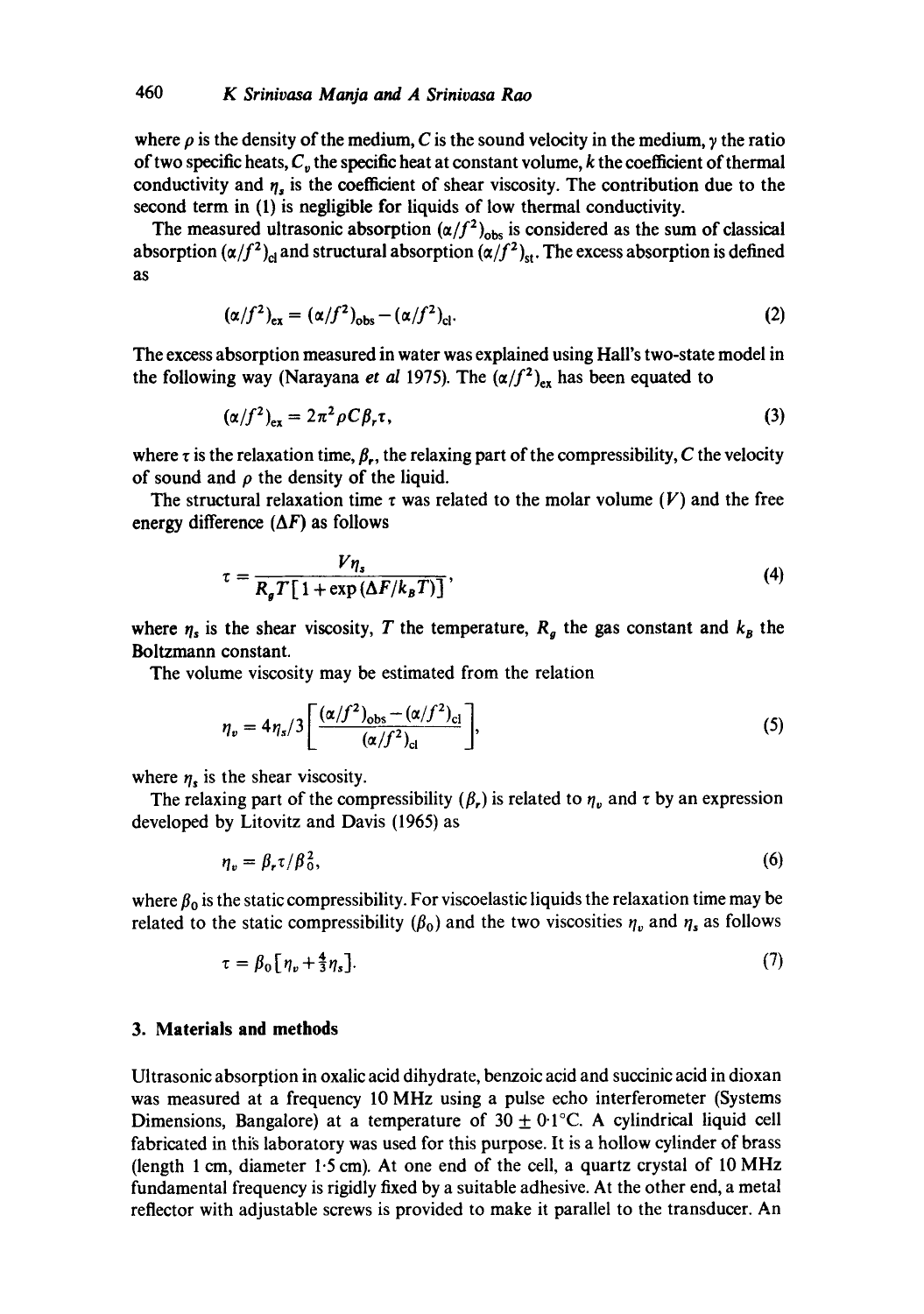where $\rho$ is the density of the medium, $C$ is the sound velocity in the medium, $\gamma$ the ratio of two specific heats, $C_v$ the specific heat at constant volume, $k$ the coefficient of thermal conductivity and $\eta_s$ is the coefficient of shear viscosity. The contribution due to the second term in (1) is negligible for liquids of low thermal conductivity.

The measured ultrasonic absorption $(\alpha/f^2)_{obs}$ is considered as the sum of classical absorption $(\alpha/f^2)_{cl}$ and structural absorption $(\alpha/f^2)_{st}$. The excess absorption is defined as

$$(\alpha/f^2)_{ex} = (\alpha/f^2)_{obs} - (\alpha/f^2)_{cl}. \tag{2}$$

The excess absorption measured in water was explained using Hall's two-state model in the following way (Narayana *et al* 1975). The $(\alpha/f^2)_{ex}$ has been equated to

$$(\alpha/f^2)_{ex} = 2\pi^2 \rho C \beta_r \tau, \tag{3}$$

where $\tau$ is the relaxation time, $\beta_r$, the relaxing part of the compressibility, $C$ the velocity of sound and $\rho$ the density of the liquid.

The structural relaxation time $\tau$ was related to the molar volume ($V$) and the free energy difference ($\Delta F$) as follows

$$\tau = \frac{V\eta_s}{R_g T[1 + \exp(\Delta F/k_B T)]}, \tag{4}$$

where $\eta_s$ is the shear viscosity, $T$ the temperature, $R_g$ the gas constant and $k_B$ the Boltzmann constant.

The volume viscosity may be estimated from the relation

$$\eta_v = 4\eta_s/3 \left[ \frac{(\alpha/f^2)_{obs} - (\alpha/f^2)_{cl}}{(\alpha/f^2)_{cl}} \right], \tag{5}$$

where $\eta_s$ is the shear viscosity.

The relaxing part of the compressibility ($\beta_r$) is related to $\eta_v$ and $\tau$ by an expression developed by Litovitz and Davis (1965) as

$$\eta_v = \beta_r \tau / \beta_0^2, \tag{6}$$

where $\beta_0$ is the static compressibility. For viscoelastic liquids the relaxation time may be related to the static compressibility ($\beta_0$) and the two viscosities $\eta_v$ and $\eta_s$ as follows

$$\tau = \beta_0 [\eta_v + \tfrac{4}{3}\eta_s]. \tag{7}$$

## 3. Materials and methods

Ultrasonic absorption in oxalic acid dihydrate, benzoic acid and succinic acid in dioxan was measured at a frequency 10 MHz using a pulse echo interferometer (Systems Dimensions, Bangalore) at a temperature of $30 \pm 0{\cdot}1$°C. A cylindrical liquid cell fabricated in this laboratory was used for this purpose. It is a hollow cylinder of brass (length 1 cm, diameter 1·5 cm). At one end of the cell, a quartz crystal of 10 MHz fundamental frequency is rigidly fixed by a suitable adhesive. At the other end, a metal reflector with adjustable screws is provided to make it parallel to the transducer. An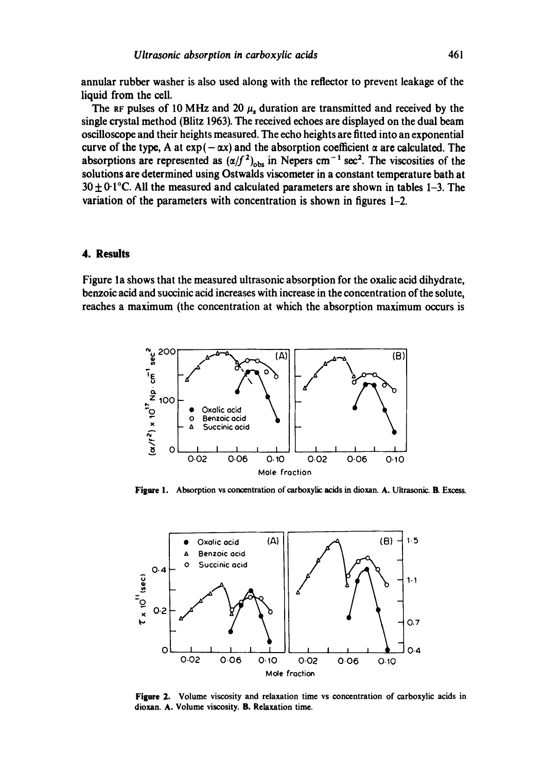annular rubber washer is also used along with the reflector to prevent leakage of the liquid from the cell.

The RF pulses of 10 MHz and 20 $\mu_s$ duration are transmitted and received by the single crystal method (Blitz 1963). The received echoes are displayed on the dual beam oscilloscope and their heights measured. The echo heights are fitted into an exponential curve of the type, A at $\exp(-\alpha x)$ and the absorption coefficient $\alpha$ are calculated. The absorptions are represented as $(\alpha/f^2)_{\text{obs}}$ in Nepers cm$^{-1}$ sec$^2$. The viscosities of the solutions are determined using Ostwalds viscometer in a constant temperature bath at $30 \pm 0{\cdot}1$°C. All the measured and calculated parameters are shown in tables 1–3. The variation of the parameters with concentration is shown in figures 1–2.

## 4. Results

Figure 1a shows that the measured ultrasonic absorption for the oxalic acid dihydrate, benzoic acid and succinic acid increases with increase in the concentration of the solute, reaches a maximum (the concentration at which the absorption maximum occurs is

**Figure 1.** Absorption vs concentration of carboxylic acids in dioxan. **A.** Ultrasonic. **B.** Excess.

**Figure 2.** Volume viscosity and relaxation time vs concentration of carboxylic acids in dioxan. **A.** Volume viscosity. **B.** Relaxation time.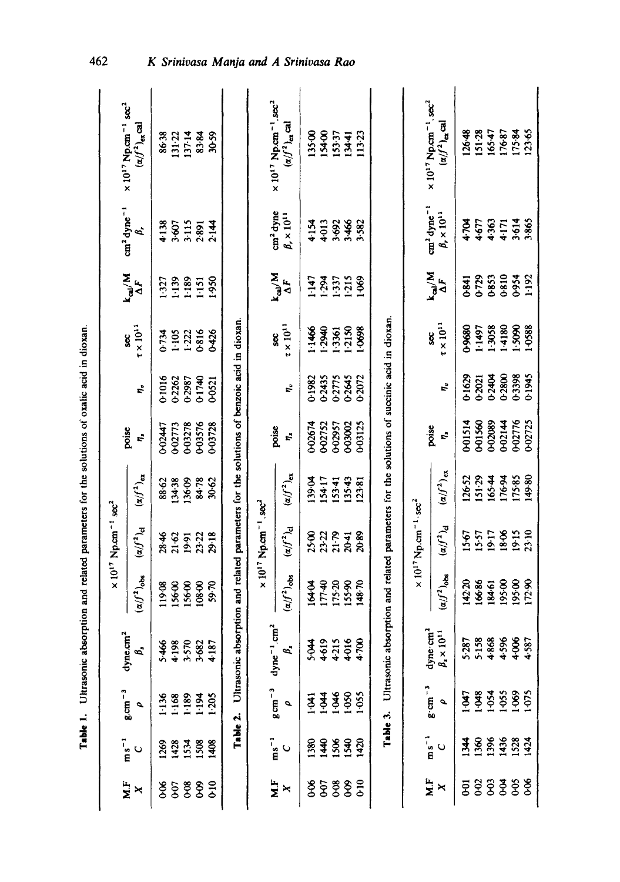**Table 1.** Ultrasonic absorption and related parameters for the solutions of oxalic acid in dioxan.

| M.F $X$ | $m\,s^{-1}$ $C$ | $g\,cm^{-3}$ $\rho$ | $dyne.cm^2$ $\beta_s$ | $\times 10^{17}$ Np.cm$^{-1}$ sec$^2$ $(\alpha/f^2)_{obs}$ | $(\alpha/f^2)_{cl}$ | $(\alpha/f^2)_{ex}$ | poise $\eta_s$ | $\eta_v$ | sec $\tau \times 10^{11}$ | $k_{cal}/M$ $\Delta F$ | $cm^2\,dyne^{-1}$ $\beta_r$ | $\times 10^{17}$ Np.cm$^{-1}$ sec$^2$ $(\alpha/f^2)_{ex}$ cal |
|---|---|---|---|---|---|---|---|---|---|---|---|---|
| 0·06 | 1269 | 1·136 | 5·466 | 119·08 | 28·46 | 88·62 | 0·02447 | 0·1016 | 0·734 | 1·327 | 4·138 | 86·38 |
| 0·07 | 1428 | 1·168 | 4·198 | 156·00 | 21·62 | 134·38 | 0·02773 | 0·2262 | 1·105 | 1·139 | 3·607 | 131·22 |
| 0·08 | 1534 | 1·189 | 3·570 | 156·00 | 19·91 | 136·09 | 0·03278 | 0·2987 | 1·222 | 1·189 | 3·115 | 137·14 |
| 0·09 | 1508 | 1·194 | 3·682 | 108·00 | 23·22 | 84·78 | 0·03576 | 0·1740 | 0·816 | 1·151 | 2·891 | 83·84 |
| 0·10 | 1408 | 1·205 | 4·187 | 59·70 | 29·18 | 30·62 | 0·03728 | 0·0521 | 0·426 | 1·950 | 2·144 | 30·59 |

**Table 2.** Ultrasonic absorption and related parameters for the solutions of benzoic acid in dioxan.

| M.F $X$ | $m\,s^{-1}$ $C$ | $g\,cm^{-3}$ $\rho$ | $dyne^{-1}.cm^2$ $\beta_s$ | $\times 10^{17}$ Np.cm$^{-1}$.sec$^2$ $(\alpha/f^2)_{obs}$ | $(\alpha/f^2)_{cl}$ | $(\alpha/f^2)_{ex}$ | poise $\eta_s$ | $\eta_v$ | sec $\tau \times 10^{11}$ | $k_{cal}/M$ $\Delta F$ | $cm^2$ dyne $\beta_r \times 10^{11}$ | $\times 10^{17}$ Np.cm$^{-1}$.sec$^2$ $(\alpha/f^2)_{ex}$ cal |
|---|---|---|---|---|---|---|---|---|---|---|---|---|
| 0·06 | 1380 | 1·041 | 5·044 | 164·04 | 25·00 | 139·04 | 0·02674 | 0·1982 | 1·1466 | 1·147 | 4·154 | 135·00 |
| 0·07 | 1440 | 1·044 | 4·619 | 177·40 | 23·22 | 154·17 | 0·02752 | 0·2435 | 1·2940 | 1·294 | 4·013 | 154·00 |
| 0·08 | 1506 | 1·046 | 4·215 | 175·20 | 21·79 | 153·41 | 0·02957 | 0·2775 | 1·3361 | 1·337 | 3·692 | 153·37 |
| 0·09 | 1540 | 1·050 | 4·016 | 155·90 | 20·41 | 135·43 | 0·03002 | 0·2645 | 1·2150 | 1·215 | 3·466 | 134·41 |
| 0·10 | 1420 | 1·055 | 4·700 | 148·70 | 20·89 | 123·81 | 0·03125 | 0·2072 | 1·0698 | 1·069 | 3·582 | 113·23 |

**Table 3.** Ultrasonic absorption and related parameters for the solutions of succinic acid in dioxan.

| M.F $X$ | $m\,s^{-1}$ $C$ | $g\cdot cm^{-3}$ $\rho$ | $dyne\cdot cm^2$ $\beta_s \times 10^{11}$ | $\times 10^{17}$ Np.cm$^{-1}\cdot$sec$^2$ $(\alpha/f^2)_{obs}$ | $(\alpha/f^2)_{cl}$ | $(\alpha/f^2)_{ex}$ | poise $\eta_s$ | $\eta_v$ | sec $\tau \times 10^{11}$ | $k_{cal}/M$ $\Delta F$ | $cm^2\,dyne^{-1}$ $\beta_r \times 10^{11}$ | $\times 10^{17}$ Np.cm$^{-1}$.sec$^2$ $(\alpha/f^2)_{ex}$ cal |
|---|---|---|---|---|---|---|---|---|---|---|---|---|
| 0·01 | 1344 | 1·047 | 5·287 | 142·20 | 15·67 | 126·52 | 0·01514 | 0·1629 | 0·9680 | 0·841 | 4·704 | 126·48 |
| 0·02 | 1360 | 1·048 | 5·158 | 166·86 | 15·57 | 151·29 | 0·01560 | 0·2021 | 1·1497 | 0·729 | 4·677 | 151·28 |
| 0·03 | 1396 | 1·054 | 4·868 | 184·61 | 19·17 | 165·44 | 0·02089 | 0·2404 | 1·3058 | 0·853 | 4·363 | 165·47 |
| 0·04 | 1436 | 1·055 | 4·596 | 195·00 | 18·06 | 176·94 | 0·02144 | 0·2800 | 1·4180 | 0·810 | 4·171 | 176·87 |
| 0·05 | 1528 | 1·069 | 4·006 | 195·00 | 19·15 | 175·85 | 0·02776 | 0·3398 | 1·5090 | 0·954 | 3·614 | 175·84 |
| 0·06 | 1424 | 1·075 | 4·587 | 172·90 | 23·10 | 149·80 | 0·02725 | 0·1945 | 1·0588 | 1·192 | 3·865 | 123·65 |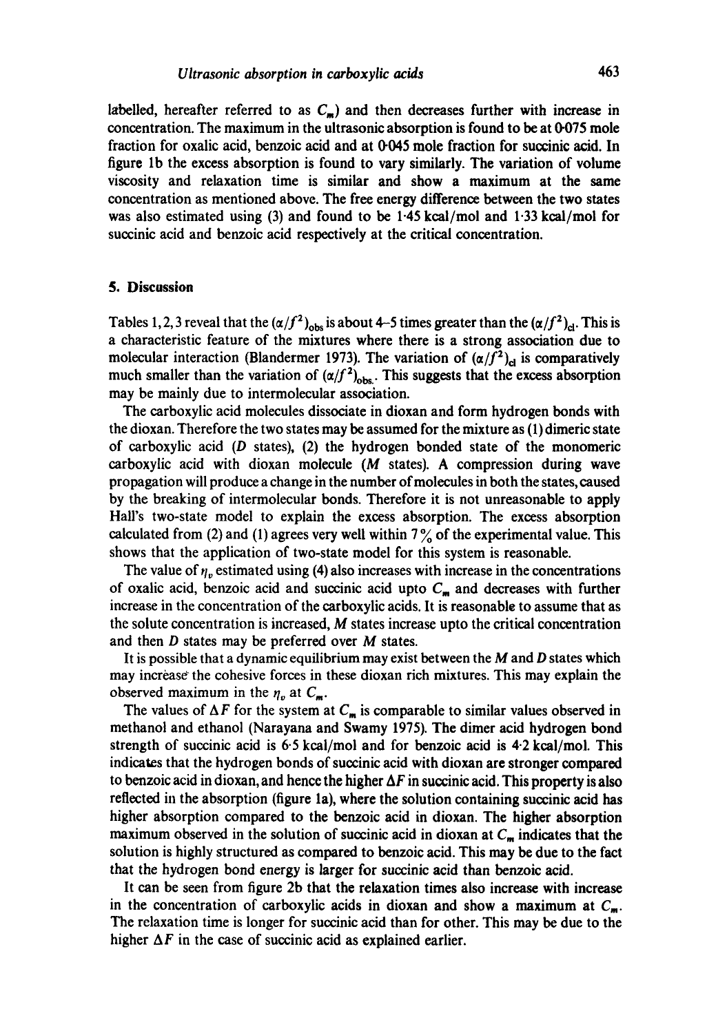labelled, hereafter referred to as $C_m$) and then decreases further with increase in concentration. The maximum in the ultrasonic absorption is found to be at 0·075 mole fraction for oxalic acid, benzoic acid and at 0·045 mole fraction for succinic acid. In figure 1b the excess absorption is found to vary similarly. The variation of volume viscosity and relaxation time is similar and show a maximum at the same concentration as mentioned above. The free energy difference between the two states was also estimated using (3) and found to be 1·45 kcal/mol and 1·33 kcal/mol for succinic acid and benzoic acid respectively at the critical concentration.

## 5. Discussion

Tables 1, 2, 3 reveal that the $(\alpha/f^2)_{obs}$ is about 4–5 times greater than the $(\alpha/f^2)_{cl}$. This is a characteristic feature of the mixtures where there is a strong association due to molecular interaction (Blandermer 1973). The variation of $(\alpha/f^2)_{cl}$ is comparatively much smaller than the variation of $(\alpha/f^2)_{obs}$. This suggests that the excess absorption may be mainly due to intermolecular association.

The carboxylic acid molecules dissociate in dioxan and form hydrogen bonds with the dioxan. Therefore the two states may be assumed for the mixture as (1) dimeric state of carboxylic acid (*D* states), (2) the hydrogen bonded state of the monomeric carboxylic acid with dioxan molecule (*M* states). A compression during wave propagation will produce a change in the number of molecules in both the states, caused by the breaking of intermolecular bonds. Therefore it is not unreasonable to apply Hall's two-state model to explain the excess absorption. The excess absorption calculated from (2) and (1) agrees very well within 7% of the experimental value. This shows that the application of two-state model for this system is reasonable.

The value of $\eta_v$ estimated using (4) also increases with increase in the concentrations of oxalic acid, benzoic acid and succinic acid upto $C_m$ and decreases with further increase in the concentration of the carboxylic acids. It is reasonable to assume that as the solute concentration is increased, *M* states increase upto the critical concentration and then *D* states may be preferred over *M* states.

It is possible that a dynamic equilibrium may exist between the *M* and *D* states which may increase the cohesive forces in these dioxan rich mixtures. This may explain the observed maximum in the $\eta_v$ at $C_m$.

The values of $\Delta F$ for the system at $C_m$ is comparable to similar values observed in methanol and ethanol (Narayana and Swamy 1975). The dimer acid hydrogen bond strength of succinic acid is 6·5 kcal/mol and for benzoic acid is 4·2 kcal/mol. This indicates that the hydrogen bonds of succinic acid with dioxan are stronger compared to benzoic acid in dioxan, and hence the higher $\Delta F$ in succinic acid. This property is also reflected in the absorption (figure 1a), where the solution containing succinic acid has higher absorption compared to the benzoic acid in dioxan. The higher absorption maximum observed in the solution of succinic acid in dioxan at $C_m$ indicates that the solution is highly structured as compared to benzoic acid. This may be due to the fact that the hydrogen bond energy is larger for succinic acid than benzoic acid.

It can be seen from figure 2b that the relaxation times also increase with increase in the concentration of carboxylic acids in dioxan and show a maximum at $C_m$. The relaxation time is longer for succinic acid than for other. This may be due to the higher $\Delta F$ in the case of succinic acid as explained earlier.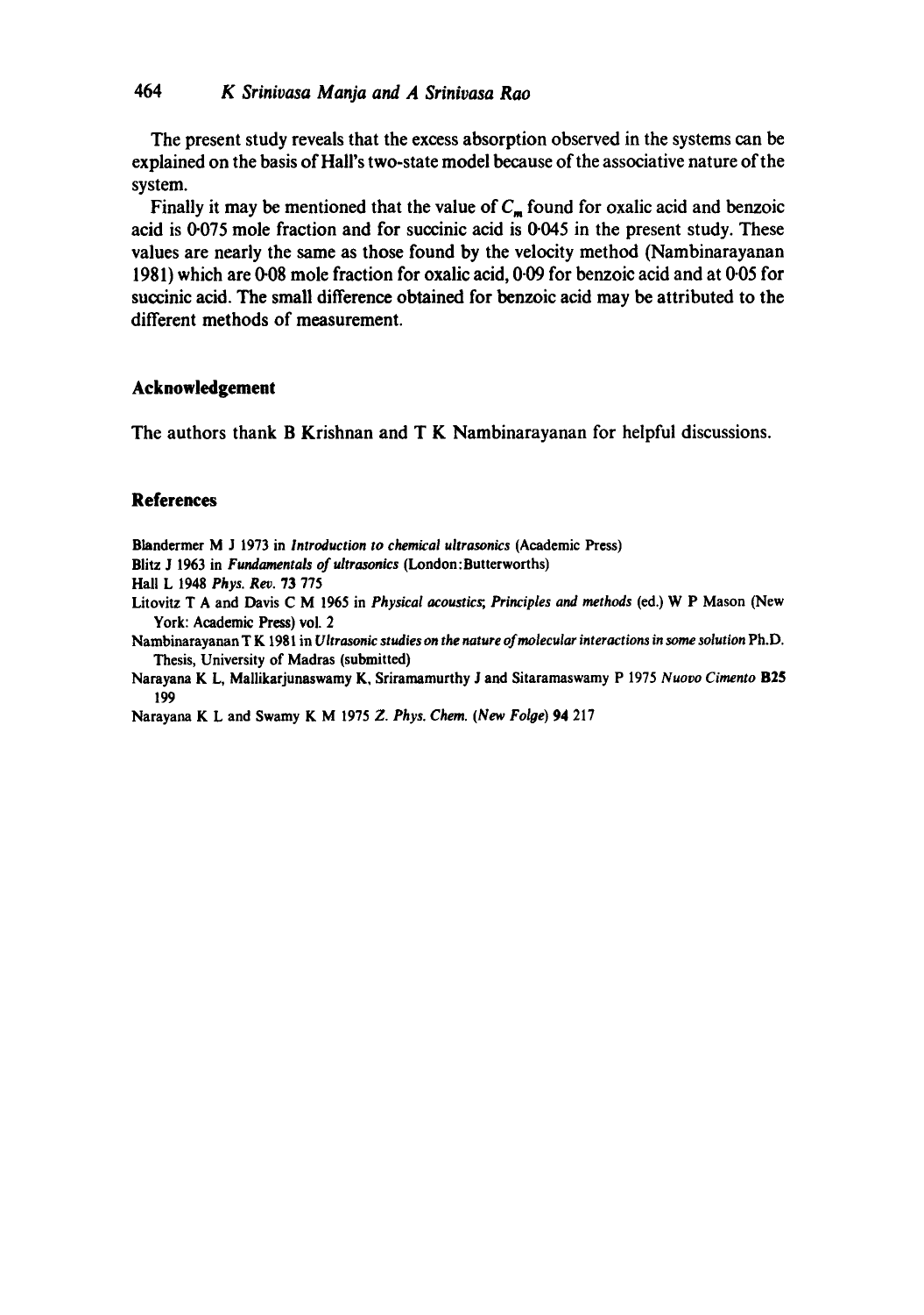The present study reveals that the excess absorption observed in the systems can be explained on the basis of Hall's two-state model because of the associative nature of the system.

Finally it may be mentioned that the value of $C_m$ found for oxalic acid and benzoic acid is 0·075 mole fraction and for succinic acid is 0·045 in the present study. These values are nearly the same as those found by the velocity method (Nambinarayanan 1981) which are 0·08 mole fraction for oxalic acid, 0·09 for benzoic acid and at 0·05 for succinic acid. The small difference obtained for benzoic acid may be attributed to the different methods of measurement.

## Acknowledgement

The authors thank B Krishnan and T K Nambinarayanan for helpful discussions.

## References

Blandermer M J 1973 in *Introduction to chemical ultrasonics* (Academic Press)

Blitz J 1963 in *Fundamentals of ultrasonics* (London: Butterworths)

Hall L 1948 *Phys. Rev.* **73** 775

Litovitz T A and Davis C M 1965 in *Physical acoustics; Principles and methods* (ed.) W P Mason (New York: Academic Press) vol. 2

Nambinarayanan T K 1981 in *Ultrasonic studies on the nature of molecular interactions in some solution* Ph.D. Thesis, University of Madras (submitted)

Narayana K L, Mallikarjunaswamy K, Sriramamurthy J and Sitaramaswamy P 1975 *Nuovo Cimento* **B25** 199

Narayana K L and Swamy K M 1975 *Z. Phys. Chem. (New Folge)* **94** 217